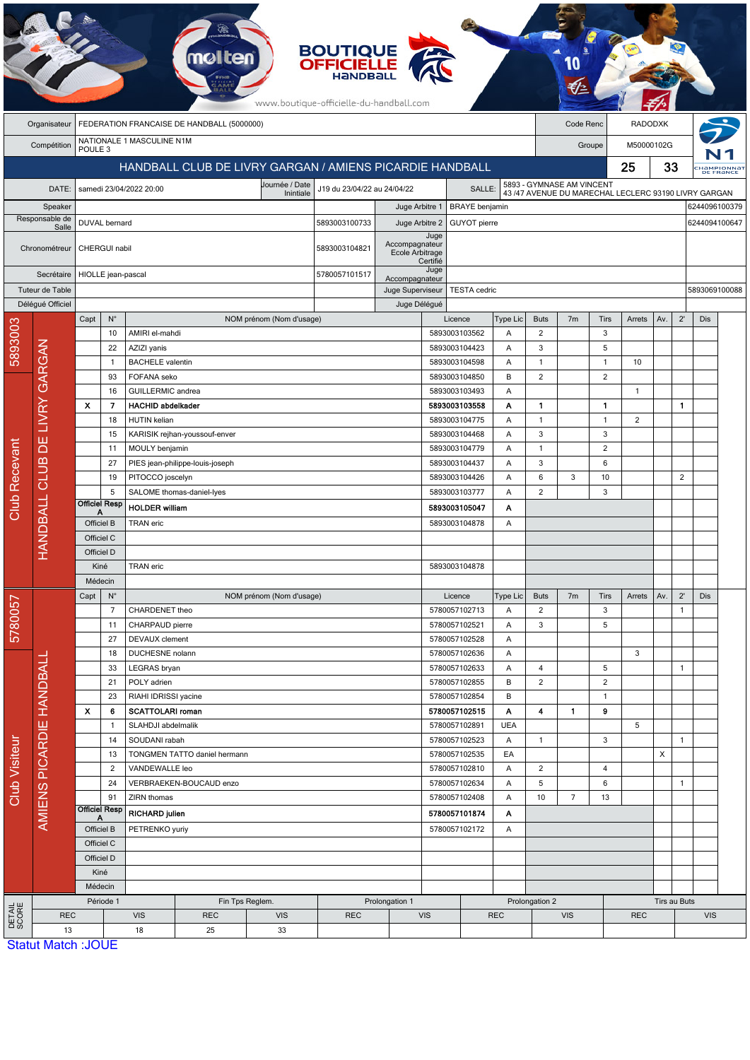BOUTIQUE OFFICIELLE HANDBALL

www.boutique-officielle-du-handball.com

| | | | |
|---|---|---|---|
| Organisateur | FEDERATION FRANCAISE DE HANDBALL (5000000) | Code Renc | RADODXK |
| Compétition | NATIONALE 1 MASCULINE N1M POULE 3 | Groupe | M50000102G |

## HANDBALL CLUB DE LIVRY GARGAN / AMIENS PICARDIE HANDBALL — 25 / 33

N1 CHAMPIONNAT DE FRANCE

| | | | | | |
|---|---|---|---|---|---|
| DATE: | samedi 23/04/2022 20:00 | Journée / Date Initiale | J19 du 23/04/22 au 24/04/22 | SALLE: | 5893 - GYMNASE AM VINCENT 43 /47 AVENUE DU MARECHAL LECLERC 93190 LIVRY GARGAN |

| | | | | | |
|---|---|---|---|---|---|
| Speaker | | | Juge Arbitre 1 | BRAYE benjamin | 6244096100379 |
| Responsable de Salle | DUVAL bernard | 5893003100733 | Juge Arbitre 2 | GUYOT pierre | 6244094100647 |
| Chronométreur | CHERGUI nabil | 5893003104821 | Juge Accompagnateur Ecole Arbitrage Certifié | | |
| Secrétaire | HIOLLE jean-pascal | 5780057101517 | Juge Accompagnateur | | |
| Tuteur de Table | | | Juge Superviseur | TESTA cedric | 5893069100088 |
| Délégué Officiel | | | Juge Délégué | | |

### Club Recevant — 5893003 — HANDBALL CLUB DE LIVRY GARGAN

| Capt | N° | NOM prénom (Nom d'usage) | Licence | Type Lic | Buts | 7m | Tirs | Arrets | Av. | 2' | Dis |
|---|---|---|---|---|---|---|---|---|---|---|---|
| | 10 | AMIRI el-mahdi | 5893003103562 | A | 2 | | 3 | | | | |
| | 22 | AZIZI yanis | 5893003104423 | A | 3 | | 5 | | | | |
| | 1 | BACHELE valentin | 5893003104598 | A | 1 | | 1 | 10 | | | |
| | 93 | FOFANA seko | 5893003104850 | B | 2 | | 2 | | | | |
| | 16 | GUILLERMIC andrea | 5893003103493 | A | | | | 1 | | | |
| **X** | **7** | **HACHID abdelkader** | **5893003103558** | **A** | **1** | | **1** | | | **1** | |
| | 18 | HUTIN kelian | 5893003104775 | A | 1 | | 1 | 2 | | | |
| | 15 | KARISIK rejhan-youssouf-enver | 5893003104468 | A | 3 | | 3 | | | | |
| | 11 | MOULY benjamin | 5893003104779 | A | 1 | | 2 | | | | |
| | 27 | PIES jean-philippe-louis-joseph | 5893003104437 | A | 3 | | 6 | | | | |
| | 19 | PITOCCO joscelyn | 5893003104426 | A | 6 | 3 | 10 | | | 2 | |
| | 5 | SALOME thomas-daniel-lyes | 5893003103777 | A | 2 | | 3 | | | | |
| Officiel Resp A | | **HOLDER william** | **5893003105047** | **A** | | | | | | | |
| Officiel B | | TRAN eric | 5893003104878 | A | | | | | | | |
| Officiel C | | | | | | | | | | | |
| Officiel D | | | | | | | | | | | |
| Kiné | | TRAN eric | 5893003104878 | | | | | | | | |
| Médecin | | | | | | | | | | | |

### Club Visiteur — 5780057 — AMIENS PICARDIE HANDBALL

| Capt | N° | NOM prénom (Nom d'usage) | Licence | Type Lic | Buts | 7m | Tirs | Arrets | Av. | 2' | Dis |
|---|---|---|---|---|---|---|---|---|---|---|---|
| | 7 | CHARDENET theo | 5780057102713 | A | 2 | | 3 | | | 1 | |
| | 11 | CHARPAUD pierre | 5780057102521 | A | 3 | | 5 | | | | |
| | 27 | DEVAUX clement | 5780057102528 | A | | | | | | | |
| | 18 | DUCHESNE nolann | 5780057102636 | A | | | | 3 | | | |
| | 33 | LEGRAS bryan | 5780057102633 | A | 4 | | 5 | | | 1 | |
| | 21 | POLY adrien | 5780057102855 | B | 2 | | 2 | | | | |
| | 23 | RIAHI IDRISSI yacine | 5780057102854 | B | | | 1 | | | | |
| **X** | **6** | **SCATTOLARI roman** | **5780057102515** | **A** | **4** | **1** | **9** | | | | |
| | 1 | SLAHDJI abdelmalik | 5780057102891 | UEA | | | | 5 | | | |
| | 14 | SOUDANI rabah | 5780057102523 | A | 1 | | 3 | | | 1 | |
| | 13 | TONGMEN TATTO daniel hermann | 5780057102535 | EA | | | | | X | | |
| | 2 | VANDEWALLE leo | 5780057102810 | A | 2 | | 4 | | | | |
| | 24 | VERBRAEKEN-BOUCAUD enzo | 5780057102634 | A | 5 | | 6 | | | 1 | |
| | 91 | ZIRN thomas | 5780057102408 | A | 10 | 7 | 13 | | | | |
| Officiel Resp A | | **RICHARD julien** | **5780057101874** | **A** | | | | | | | |
| Officiel B | | PETRENKO yuriy | 5780057102172 | A | | | | | | | |
| Officiel C | | | | | | | | | | | |
| Officiel D | | | | | | | | | | | |
| Kiné | | | | | | | | | | | |
| Médecin | | | | | | | | | | | |

### DETAIL SCORE

| Période 1 | | Fin Tps Reglem. | | Prolongation 1 | | Prolongation 2 | | Tirs au Buts | |
|---|---|---|---|---|---|---|---|---|---|
| REC | VIS | REC | VIS | REC | VIS | REC | VIS | REC | VIS |
| 13 | 18 | 25 | 33 | | | | | | |

Statut Match :JOUE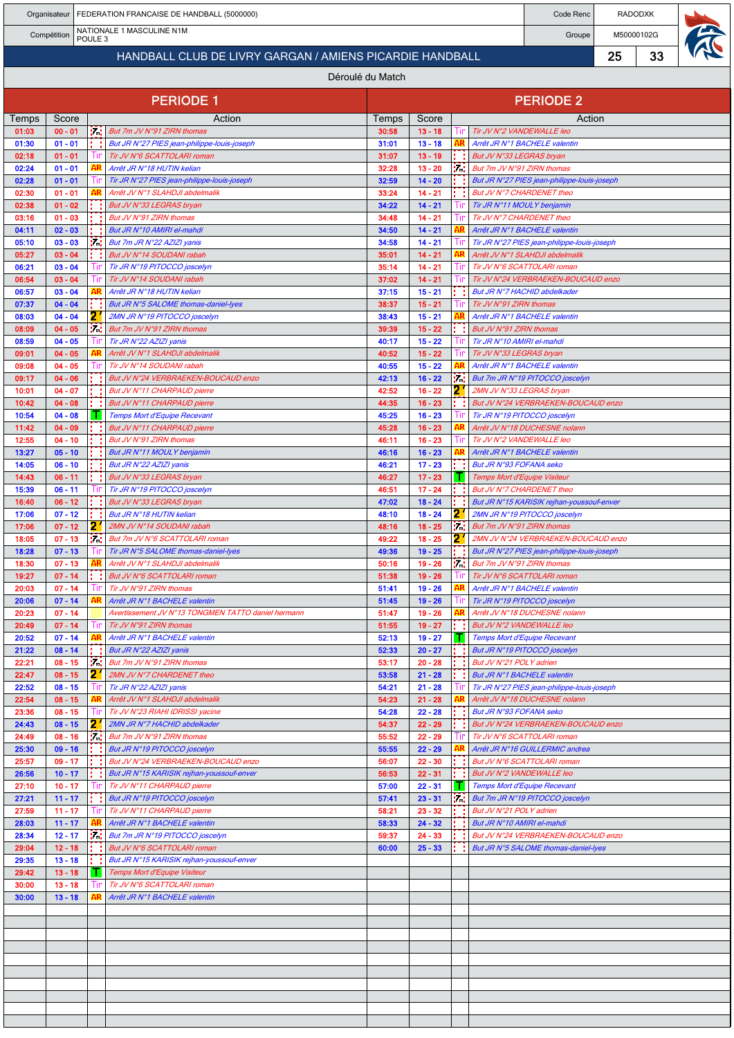| Organisateur | FEDERATION FRANCAISE DE HANDBALL (5000000) | Code Renc | RADODXK |
|---|---|---|---|
| Compétition | NATIONALE 1 MASCULINE N1M POULE 3 | Groupe | M50000102G |

## HANDBALL CLUB DE LIVRY GARGAN / AMIENS PICARDIE HANDBALL — 25 - 33

### Déroulé du Match

| PERIODE 1 | | | | PERIODE 2 | | | |
|---|---|---|---|---|---|---|---|
| Temps | Score | | Action | Temps | Score | | Action |
| 01:03 | 00 - 01 | 7m | But 7m JV N°91 ZIRN thomas | 30:58 | 13 - 18 | Tir | Tir JV N°2 VANDEWALLE leo |
| 01:30 | 01 - 01 | | But JR N°27 PIES jean-philippe-louis-joseph | 31:01 | 13 - 18 | AR | Arrêt JR N°1 BACHELE valentin |
| 02:18 | 01 - 01 | Tir | Tir JV N°6 SCATTOLARI roman | 31:07 | 13 - 19 | | But JV N°33 LEGRAS bryan |
| 02:24 | 01 - 01 | AR | Arrêt JR N°18 HUTIN kelian | 32:28 | 13 - 20 | 7m | But 7m JV N°91 ZIRN thomas |
| 02:28 | 01 - 01 | Tir | Tir JR N°27 PIES jean-philippe-louis-joseph | 32:59 | 14 - 20 | | But JR N°27 PIES jean-philippe-louis-joseph |
| 02:30 | 01 - 01 | AR | Arrêt JV N°1 SLAHDJI abdelmalik | 33:24 | 14 - 21 | | But JV N°7 CHARDENET theo |
| 02:38 | 01 - 02 | | But JV N°33 LEGRAS bryan | 34:22 | 14 - 21 | Tir | Tir JR N°11 MOULY benjamin |
| 03:16 | 01 - 03 | | But JV N°91 ZIRN thomas | 34:48 | 14 - 21 | Tir | Tir JV N°7 CHARDENET theo |
| 04:11 | 02 - 03 | | But JR N°10 AMIRI el-mahdi | 34:50 | 14 - 21 | AR | Arrêt JR N°1 BACHELE valentin |
| 05:10 | 03 - 03 | 7m | But 7m JR N°22 AZIZI yanis | 34:58 | 14 - 21 | Tir | Tir JR N°27 PIES jean-philippe-louis-joseph |
| 05:27 | 03 - 04 | | But JV N°14 SOUDANI rabah | 35:01 | 14 - 21 | AR | Arrêt JV N°1 SLAHDJI abdelmalik |
| 06:21 | 03 - 04 | Tir | Tir JR N°19 PITOCCO joscelyn | 35:14 | 14 - 21 | Tir | Tir JV N°6 SCATTOLARI roman |
| 06:54 | 03 - 04 | Tir | Tir JV N°14 SOUDANI rabah | 37:02 | 14 - 21 | Tir | Tir JV N°24 VERBRAEKEN-BOUCAUD enzo |
| 06:57 | 03 - 04 | AR | Arrêt JR N°18 HUTIN kelian | 37:15 | 15 - 21 | | But JR N°7 HACHID abdelkader |
| 07:37 | 04 - 04 | | But JR N°5 SALOME thomas-daniel-lyes | 38:37 | 15 - 21 | Tir | Tir JV N°91 ZIRN thomas |
| 08:03 | 04 - 04 | 2' | 2MN JR N°19 PITOCCO joscelyn | 38:43 | 15 - 21 | AR | Arrêt JR N°1 BACHELE valentin |
| 08:09 | 04 - 05 | 7m | But 7m JV N°91 ZIRN thomas | 39:39 | 15 - 22 | | But JV N°91 ZIRN thomas |
| 08:59 | 04 - 05 | Tir | Tir JR N°22 AZIZI yanis | 40:17 | 15 - 22 | Tir | Tir JR N°10 AMIRI el-mahdi |
| 09:01 | 04 - 05 | AR | Arrêt JV N°1 SLAHDJI abdelmalik | 40:52 | 15 - 22 | Tir | Tir JV N°33 LEGRAS bryan |
| 09:08 | 04 - 05 | Tir | Tir JV N°14 SOUDANI rabah | 40:55 | 15 - 22 | AR | Arrêt JR N°1 BACHELE valentin |
| 09:17 | 04 - 06 | | But JV N°24 VERBRAEKEN-BOUCAUD enzo | 42:13 | 16 - 22 | 7m | But 7m JR N°19 PITOCCO joscelyn |
| 10:01 | 04 - 07 | | But JV N°11 CHARPAUD pierre | 42:52 | 16 - 22 | 2' | 2MN JV N°33 LEGRAS bryan |
| 10:42 | 04 - 08 | | But JV N°11 CHARPAUD pierre | 44:35 | 16 - 23 | | But JV N°24 VERBRAEKEN-BOUCAUD enzo |
| 10:54 | 04 - 08 | T | Temps Mort d'Equipe Recevant | 45:25 | 16 - 23 | Tir | Tir JR N°19 PITOCCO joscelyn |
| 11:42 | 04 - 09 | | But JV N°11 CHARPAUD pierre | 45:28 | 16 - 23 | AR | Arrêt JV N°18 DUCHESNE nolann |
| 12:55 | 04 - 10 | | But JV N°91 ZIRN thomas | 46:11 | 16 - 23 | Tir | Tir JV N°2 VANDEWALLE leo |
| 13:27 | 05 - 10 | | But JR N°11 MOULY benjamin | 46:16 | 16 - 23 | AR | Arrêt JR N°1 BACHELE valentin |
| 14:05 | 06 - 10 | | But JR N°22 AZIZI yanis | 46:21 | 17 - 23 | | But JR N°93 FOFANA seko |
| 14:43 | 06 - 11 | | But JV N°33 LEGRAS bryan | 46:27 | 17 - 23 | T | Temps Mort d'Equipe Visiteur |
| 15:39 | 06 - 11 | Tir | Tir JR N°19 PITOCCO joscelyn | 46:51 | 17 - 24 | | But JV N°7 CHARDENET theo |
| 16:40 | 06 - 12 | | But JV N°33 LEGRAS bryan | 47:02 | 18 - 24 | | But JR N°15 KARISIK rejhan-youssouf-enver |
| 17:06 | 07 - 12 | | But JR N°18 HUTIN kelian | 48:10 | 18 - 24 | 2' | 2MN JR N°19 PITOCCO joscelyn |
| 17:06 | 07 - 12 | 2' | 2MN JV N°14 SOUDANI rabah | 48:16 | 18 - 25 | 7m | But 7m JV N°91 ZIRN thomas |
| 18:05 | 07 - 13 | 7m | But 7m JV N°6 SCATTOLARI roman | 49:22 | 18 - 25 | 2' | 2MN JV N°24 VERBRAEKEN-BOUCAUD enzo |
| 18:28 | 07 - 13 | Tir | Tir JR N°5 SALOME thomas-daniel-lyes | 49:36 | 19 - 25 | | But JR N°27 PIES jean-philippe-louis-joseph |
| 18:30 | 07 - 13 | AR | Arrêt JV N°1 SLAHDJI abdelmalik | 50:16 | 19 - 26 | 7m | But 7m JV N°91 ZIRN thomas |
| 19:27 | 07 - 14 | | But JV N°6 SCATTOLARI roman | 51:38 | 19 - 26 | Tir | Tir JV N°6 SCATTOLARI roman |
| 20:03 | 07 - 14 | Tir | Tir JV N°91 ZIRN thomas | 51:41 | 19 - 26 | AR | Arrêt JR N°1 BACHELE valentin |
| 20:06 | 07 - 14 | AR | Arrêt JR N°1 BACHELE valentin | 51:45 | 19 - 26 | Tir | Tir JR N°19 PITOCCO joscelyn |
| 20:23 | 07 - 14 | | Avertissement JV N°13 TONGMEN TATTO daniel hermann | 51:47 | 19 - 26 | AR | Arrêt JV N°18 DUCHESNE nolann |
| 20:49 | 07 - 14 | Tir | Tir JV N°91 ZIRN thomas | 51:55 | 19 - 27 | | But JV N°2 VANDEWALLE leo |
| 20:52 | 07 - 14 | AR | Arrêt JR N°1 BACHELE valentin | 52:13 | 19 - 27 | T | Temps Mort d'Equipe Recevant |
| 21:22 | 08 - 14 | | But JR N°22 AZIZI yanis | 52:33 | 20 - 27 | | But JR N°19 PITOCCO joscelyn |
| 22:21 | 08 - 15 | 7m | But 7m JV N°91 ZIRN thomas | 53:17 | 20 - 28 | | But JV N°21 POLY adrien |
| 22:47 | 08 - 15 | 2' | 2MN JV N°7 CHARDENET theo | 53:58 | 21 - 28 | | But JR N°1 BACHELE valentin |
| 22:52 | 08 - 15 | Tir | Tir JR N°22 AZIZI yanis | 54:21 | 21 - 28 | Tir | Tir JR N°27 PIES jean-philippe-louis-joseph |
| 22:54 | 08 - 15 | AR | Arrêt JV N°1 SLAHDJI abdelmalik | 54:23 | 21 - 28 | AR | Arrêt JV N°18 DUCHESNE nolann |
| 23:36 | 08 - 15 | Tir | Tir JV N°23 RIAHI IDRISSI yacine | 54:28 | 22 - 28 | | But JR N°93 FOFANA seko |
| 24:43 | 08 - 15 | 2' | 2MN JR N°7 HACHID abdelkader | 54:37 | 22 - 29 | | But JV N°24 VERBRAEKEN-BOUCAUD enzo |
| 24:49 | 08 - 16 | 7m | But 7m JV N°91 ZIRN thomas | 55:52 | 22 - 29 | Tir | Tir JV N°6 SCATTOLARI roman |
| 25:30 | 09 - 16 | | But JR N°19 PITOCCO joscelyn | 55:55 | 22 - 29 | AR | Arrêt JR N°16 GUILLERMIC andrea |
| 25:57 | 09 - 17 | | But JV N°24 VERBRAEKEN-BOUCAUD enzo | 56:07 | 22 - 30 | | But JV N°6 SCATTOLARI roman |
| 26:56 | 10 - 17 | | But JR N°15 KARISIK rejhan-youssouf-enver | 56:53 | 22 - 31 | | But JV N°2 VANDEWALLE leo |
| 27:10 | 10 - 17 | Tir | Tir JV N°11 CHARPAUD pierre | 57:00 | 22 - 31 | T | Temps Mort d'Equipe Recevant |
| 27:21 | 11 - 17 | | But JR N°19 PITOCCO joscelyn | 57:41 | 23 - 31 | 7m | But 7m JR N°19 PITOCCO joscelyn |
| 27:59 | 11 - 17 | Tir | Tir JV N°11 CHARPAUD pierre | 58:21 | 23 - 32 | | But JV N°21 POLY adrien |
| 28:03 | 11 - 17 | AR | Arrêt JR N°1 BACHELE valentin | 58:33 | 24 - 32 | | But JR N°10 AMIRI el-mahdi |
| 28:34 | 12 - 17 | 7m | But 7m JR N°19 PITOCCO joscelyn | 59:37 | 24 - 33 | | But JV N°24 VERBRAEKEN-BOUCAUD enzo |
| 29:04 | 12 - 18 | | But JV N°6 SCATTOLARI roman | 60:00 | 25 - 33 | | But JR N°5 SALOME thomas-daniel-lyes |
| 29:35 | 13 - 18 | | But JR N°15 KARISIK rejhan-youssouf-enver | | | | |
| 29:42 | 13 - 18 | T | Temps Mort d'Equipe Visiteur | | | | |
| 30:00 | 13 - 18 | Tir | Tir JV N°6 SCATTOLARI roman | | | | |
| 30:00 | 13 - 18 | AR | Arrêt JR N°1 BACHELE valentin | | | | |